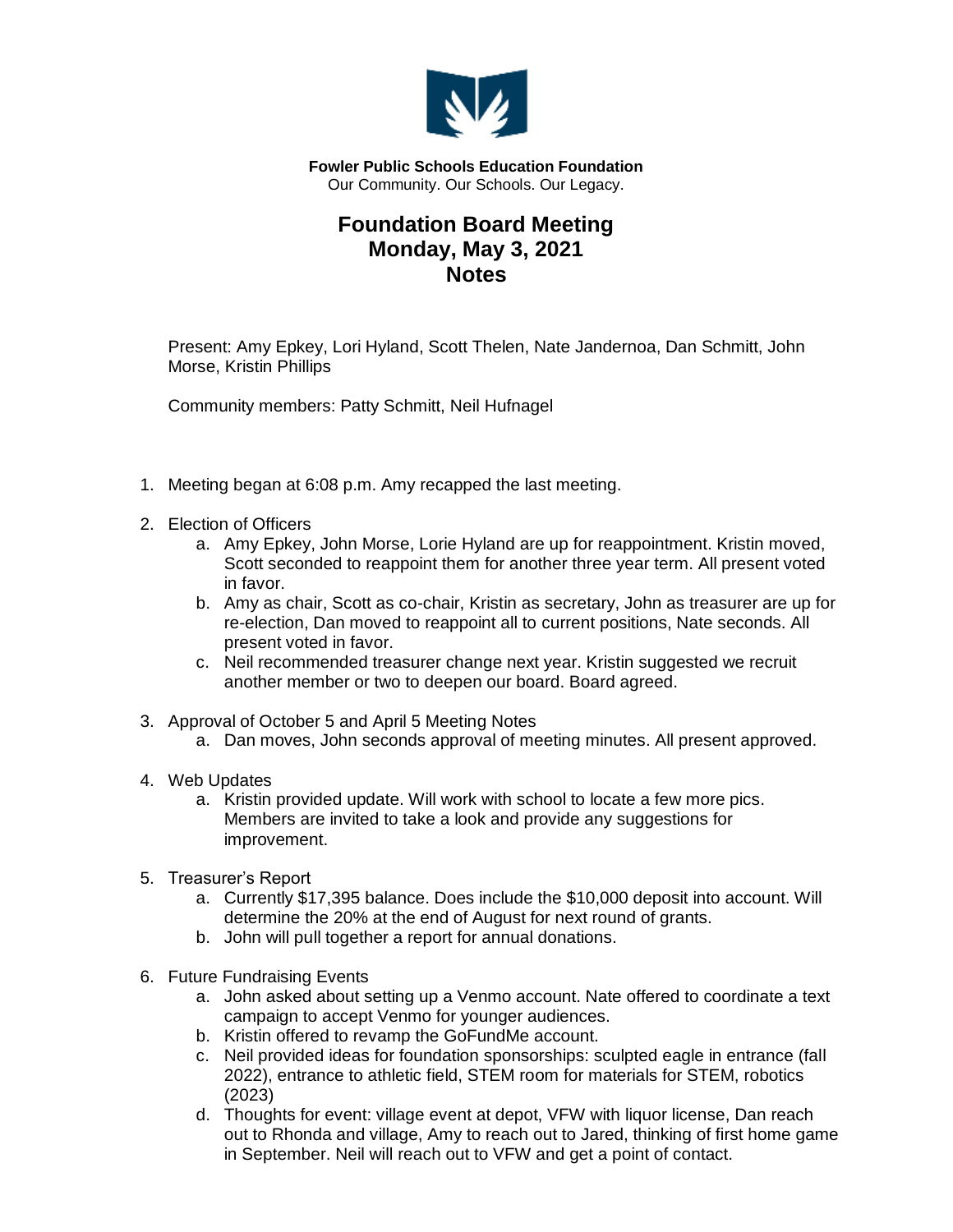**Fowler Public Schools Education Foundation**
Our Community. Our Schools. Our Legacy.

# Foundation Board Meeting
## Monday, May 3, 2021
## Notes

Present: Amy Epkey, Lori Hyland, Scott Thelen, Nate Jandernoa, Dan Schmitt, John Morse, Kristin Phillips

Community members: Patty Schmitt, Neil Hufnagel

1. Meeting began at 6:08 p.m. Amy recapped the last meeting.
2. Election of Officers
   a. Amy Epkey, John Morse, Lorie Hyland are up for reappointment. Kristin moved, Scott seconded to reappoint them for another three year term. All present voted in favor.
   b. Amy as chair, Scott as co-chair, Kristin as secretary, John as treasurer are up for re-election, Dan moved to reappoint all to current positions, Nate seconds. All present voted in favor.
   c. Neil recommended treasurer change next year. Kristin suggested we recruit another member or two to deepen our board. Board agreed.
3. Approval of October 5 and April 5 Meeting Notes
   a. Dan moves, John seconds approval of meeting minutes. All present approved.
4. Web Updates
   a. Kristin provided update. Will work with school to locate a few more pics. Members are invited to take a look and provide any suggestions for improvement.
5. Treasurer's Report
   a. Currently $17,395 balance. Does include the $10,000 deposit into account. Will determine the 20% at the end of August for next round of grants.
   b. John will pull together a report for annual donations.
6. Future Fundraising Events
   a. John asked about setting up a Venmo account. Nate offered to coordinate a text campaign to accept Venmo for younger audiences.
   b. Kristin offered to revamp the GoFundMe account.
   c. Neil provided ideas for foundation sponsorships: sculpted eagle in entrance (fall 2022), entrance to athletic field, STEM room for materials for STEM, robotics (2023)
   d. Thoughts for event: village event at depot, VFW with liquor license, Dan reach out to Rhonda and village, Amy to reach out to Jared, thinking of first home game in September. Neil will reach out to VFW and get a point of contact.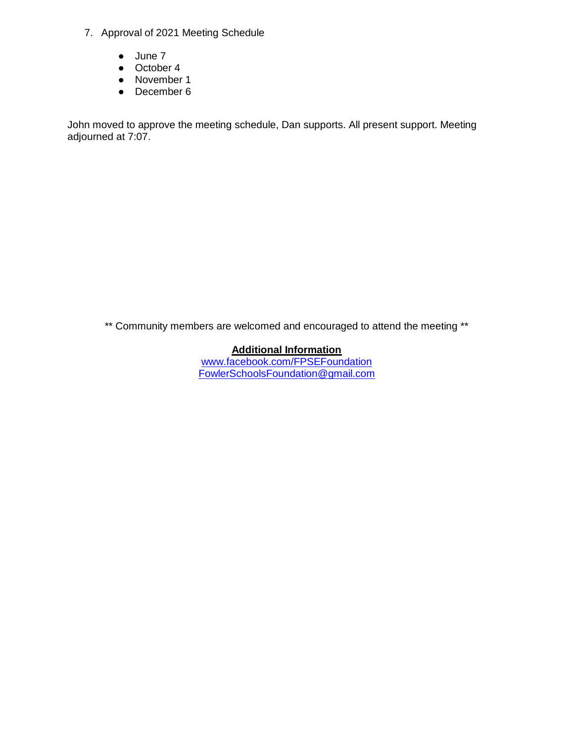7. Approval of 2021 Meeting Schedule

   - June 7
   - October 4
   - November 1
   - December 6

John moved to approve the meeting schedule, Dan supports. All present support. Meeting adjourned at 7:07.

** Community members are welcomed and encouraged to attend the meeting **

**Additional Information**

www.facebook.com/FPSEFoundation

FowlerSchoolsFoundation@gmail.com